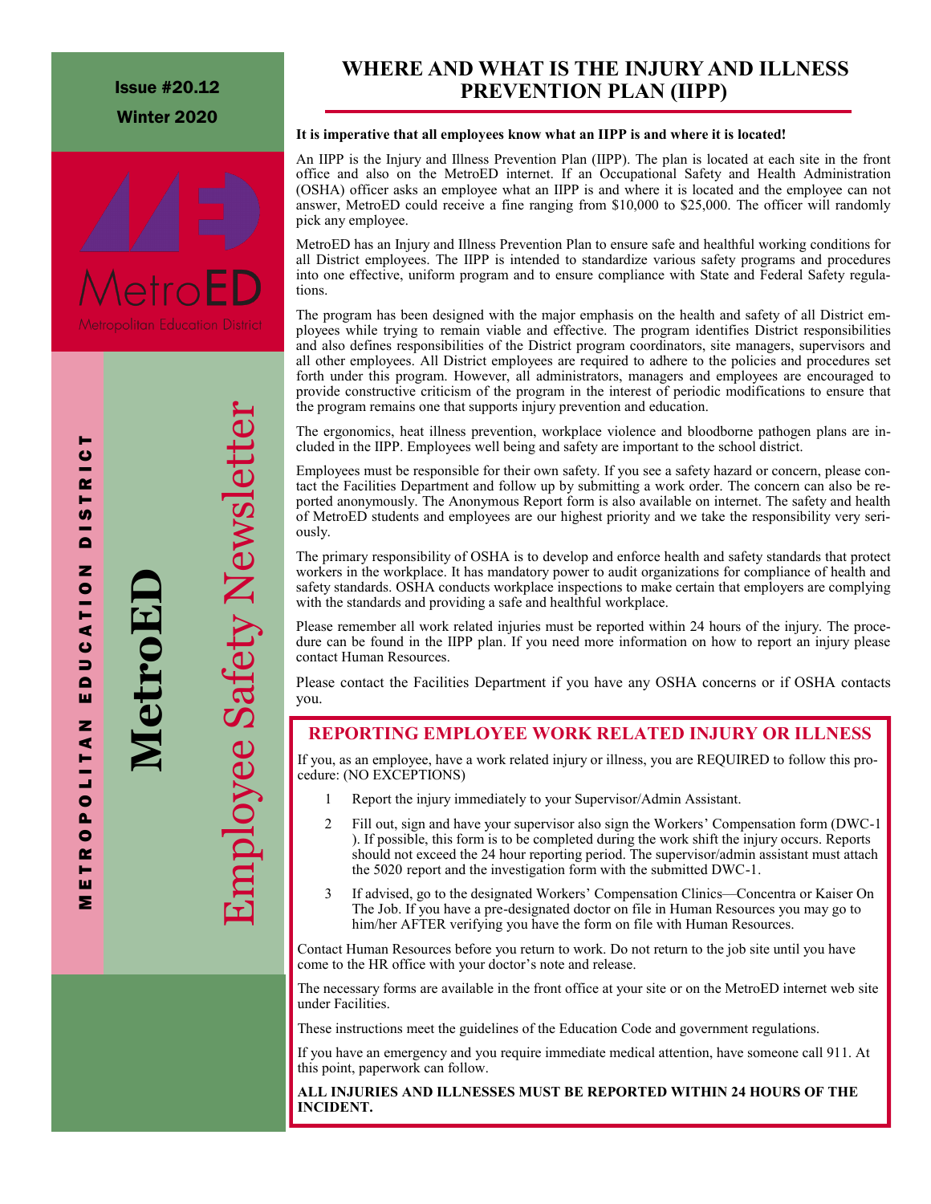Issue #20.12

Winter 2020

MetroED

Metropolitan Education District

METROPOLITAN EDUCATION DISTRICT

**MetroED**

Employee Safety Newsletter

# WHERE AND WHAT IS THE INJURY AND ILLNESS PREVENTION PLAN (IIPP)

**It is imperative that all employees know what an IIPP is and where it is located!**

An IIPP is the Injury and Illness Prevention Plan (IIPP). The plan is located at each site in the front office and also on the MetroED internet. If an Occupational Safety and Health Administration (OSHA) officer asks an employee what an IIPP is and where it is located and the employee can not answer, MetroED could receive a fine ranging from $10,000 to $25,000. The officer will randomly pick any employee.

MetroED has an Injury and Illness Prevention Plan to ensure safe and healthful working conditions for all District employees. The IIPP is intended to standardize various safety programs and procedures into one effective, uniform program and to ensure compliance with State and Federal Safety regulations.

The program has been designed with the major emphasis on the health and safety of all District employees while trying to remain viable and effective. The program identifies District responsibilities and also defines responsibilities of the District program coordinators, site managers, supervisors and all other employees. All District employees are required to adhere to the policies and procedures set forth under this program. However, all administrators, managers and employees are encouraged to provide constructive criticism of the program in the interest of periodic modifications to ensure that the program remains one that supports injury prevention and education.

The ergonomics, heat illness prevention, workplace violence and bloodborne pathogen plans are included in the IIPP. Employees well being and safety are important to the school district.

Employees must be responsible for their own safety. If you see a safety hazard or concern, please contact the Facilities Department and follow up by submitting a work order. The concern can also be reported anonymously. The Anonymous Report form is also available on internet. The safety and health of MetroED students and employees are our highest priority and we take the responsibility very seriously.

The primary responsibility of OSHA is to develop and enforce health and safety standards that protect workers in the workplace. It has mandatory power to audit organizations for compliance of health and safety standards. OSHA conducts workplace inspections to make certain that employers are complying with the standards and providing a safe and healthful workplace.

Please remember all work related injuries must be reported within 24 hours of the injury. The procedure can be found in the IIPP plan. If you need more information on how to report an injury please contact Human Resources.

Please contact the Facilities Department if you have any OSHA concerns or if OSHA contacts you.

## REPORTING EMPLOYEE WORK RELATED INJURY OR ILLNESS

If you, as an employee, have a work related injury or illness, you are REQUIRED to follow this procedure: (NO EXCEPTIONS)

1. Report the injury immediately to your Supervisor/Admin Assistant.
2. Fill out, sign and have your supervisor also sign the Workers' Compensation form (DWC-1 ). If possible, this form is to be completed during the work shift the injury occurs. Reports should not exceed the 24 hour reporting period. The supervisor/admin assistant must attach the 5020 report and the investigation form with the submitted DWC-1.
3. If advised, go to the designated Workers' Compensation Clinics—Concentra or Kaiser On The Job. If you have a pre-designated doctor on file in Human Resources you may go to him/her AFTER verifying you have the form on file with Human Resources.

Contact Human Resources before you return to work. Do not return to the job site until you have come to the HR office with your doctor's note and release.

The necessary forms are available in the front office at your site or on the MetroED internet web site under Facilities.

These instructions meet the guidelines of the Education Code and government regulations.

If you have an emergency and you require immediate medical attention, have someone call 911. At this point, paperwork can follow.

**ALL INJURIES AND ILLNESSES MUST BE REPORTED WITHIN 24 HOURS OF THE INCIDENT.**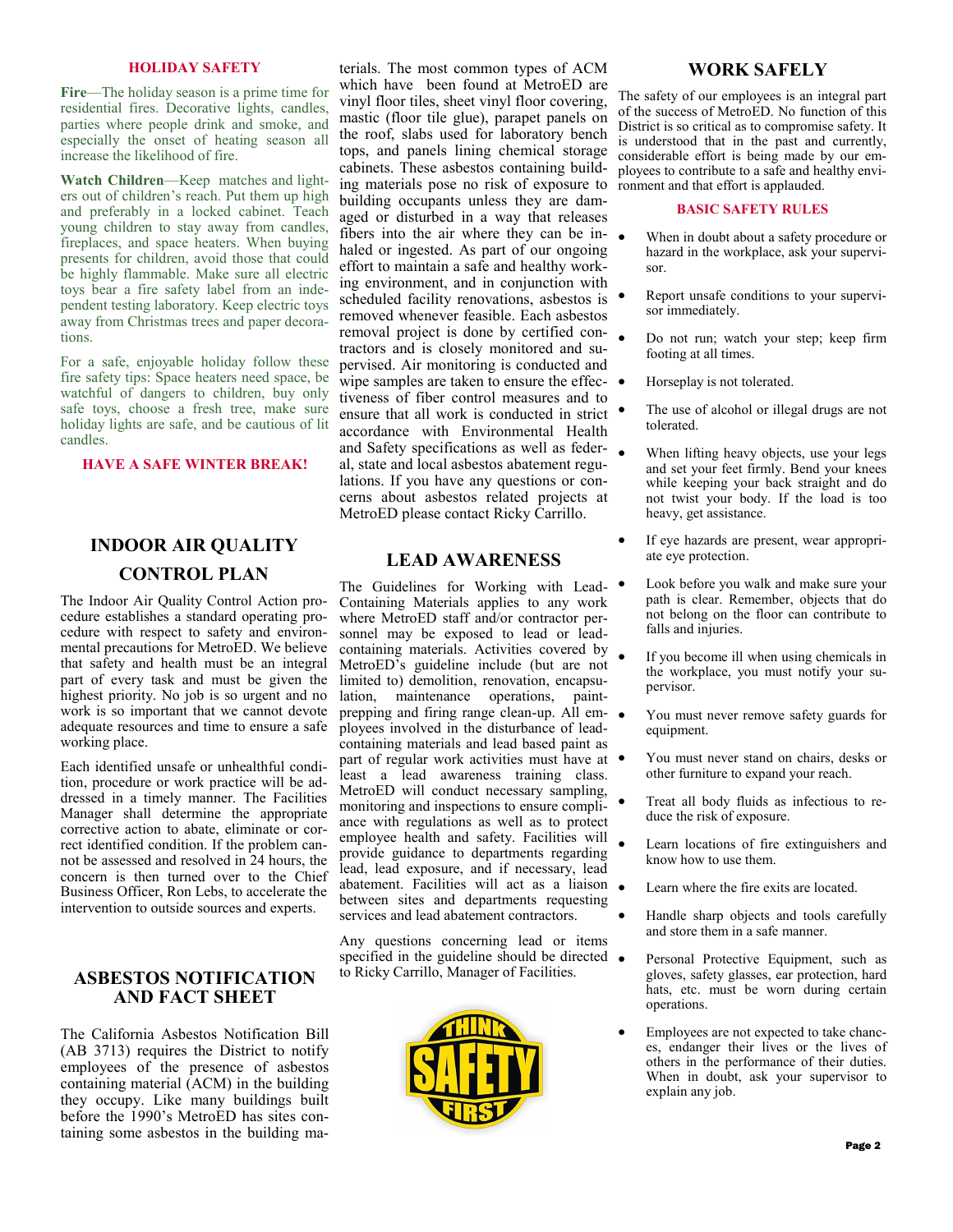## HOLIDAY SAFETY

**Fire**—The holiday season is a prime time for residential fires. Decorative lights, candles, parties where people drink and smoke, and especially the onset of heating season all increase the likelihood of fire.

**Watch Children**—Keep matches and lighters out of children's reach. Put them up high and preferably in a locked cabinet. Teach young children to stay away from candles, fireplaces, and space heaters. When buying presents for children, avoid those that could be highly flammable. Make sure all electric toys bear a fire safety label from an independent testing laboratory. Keep electric toys away from Christmas trees and paper decorations.

For a safe, enjoyable holiday follow these fire safety tips: Space heaters need space, be watchful of dangers to children, buy only safe toys, choose a fresh tree, make sure holiday lights are safe, and be cautious of lit candles.

**HAVE A SAFE WINTER BREAK!**

## INDOOR AIR QUALITY CONTROL PLAN

The Indoor Air Quality Control Action procedure establishes a standard operating procedure with respect to safety and environmental precautions for MetroED. We believe that safety and health must be an integral part of every task and must be given the highest priority. No job is so urgent and no work is so important that we cannot devote adequate resources and time to ensure a safe working place.

Each identified unsafe or unhealthful condition, procedure or work practice will be addressed in a timely manner. The Facilities Manager shall determine the appropriate corrective action to abate, eliminate or correct identified condition. If the problem cannot be assessed and resolved in 24 hours, the concern is then turned over to the Chief Business Officer, Ron Lebs, to accelerate the intervention to outside sources and experts.

## ASBESTOS NOTIFICATION AND FACT SHEET

The California Asbestos Notification Bill (AB 3713) requires the District to notify employees of the presence of asbestos containing material (ACM) in the building they occupy. Like many buildings built before the 1990's MetroED has sites containing some asbestos in the building materials. The most common types of ACM which have been found at MetroED are vinyl floor tiles, sheet vinyl floor covering, mastic (floor tile glue), parapet panels on the roof, slabs used for laboratory bench tops, and panels lining chemical storage cabinets. These asbestos containing building materials pose no risk of exposure to building occupants unless they are damaged or disturbed in a way that releases fibers into the air where they can be inhaled or ingested. As part of our ongoing effort to maintain a safe and healthy working environment, and in conjunction with scheduled facility renovations, asbestos is removed whenever feasible. Each asbestos removal project is done by certified contractors and is closely monitored and supervised. Air monitoring is conducted and wipe samples are taken to ensure the effectiveness of fiber control measures and to ensure that all work is conducted in strict accordance with Environmental Health and Safety specifications as well as federal, state and local asbestos abatement regulations. If you have any questions or concerns about asbestos related projects at MetroED please contact Ricky Carrillo.

## LEAD AWARENESS

The Guidelines for Working with Lead-Containing Materials applies to any work where MetroED staff and/or contractor personnel may be exposed to lead or lead-containing materials. Activities covered by MetroED's guideline include (but are not limited to) demolition, renovation, encapsulation, maintenance operations, paint-prepping and firing range clean-up. All employees involved in the disturbance of lead-containing materials and lead based paint as part of regular work activities must have at least a lead awareness training class. MetroED will conduct necessary sampling, monitoring and inspections to ensure compliance with regulations as well as to protect employee health and safety. Facilities will provide guidance to departments regarding lead, lead exposure, and if necessary, lead abatement. Facilities will act as a liaison between sites and departments requesting services and lead abatement contractors.

Any questions concerning lead or items specified in the guideline should be directed to Ricky Carrillo, Manager of Facilities.

THINK SAFETY FIRST

## WORK SAFELY

The safety of our employees is an integral part of the success of MetroED. No function of this District is so critical as to compromise safety. It is understood that in the past and currently, considerable effort is being made by our employees to contribute to a safe and healthy environment and that effort is applauded.

### BASIC SAFETY RULES

- When in doubt about a safety procedure or hazard in the workplace, ask your supervisor.
- Report unsafe conditions to your supervisor immediately.
- Do not run; watch your step; keep firm footing at all times.
- Horseplay is not tolerated.
- The use of alcohol or illegal drugs are not tolerated.
- When lifting heavy objects, use your legs and set your feet firmly. Bend your knees while keeping your back straight and do not twist your body. If the load is too heavy, get assistance.
- If eye hazards are present, wear appropriate eye protection.
- Look before you walk and make sure your path is clear. Remember, objects that do not belong on the floor can contribute to falls and injuries.
- If you become ill when using chemicals in the workplace, you must notify your supervisor.
- You must never remove safety guards for equipment.
- You must never stand on chairs, desks or other furniture to expand your reach.
- Treat all body fluids as infectious to reduce the risk of exposure.
- Learn locations of fire extinguishers and know how to use them.
- Learn where the fire exits are located.
- Handle sharp objects and tools carefully and store them in a safe manner.
- Personal Protective Equipment, such as gloves, safety glasses, ear protection, hard hats, etc. must be worn during certain operations.
- Employees are not expected to take chances, endanger their lives or the lives of others in the performance of their duties. When in doubt, ask your supervisor to explain any job.